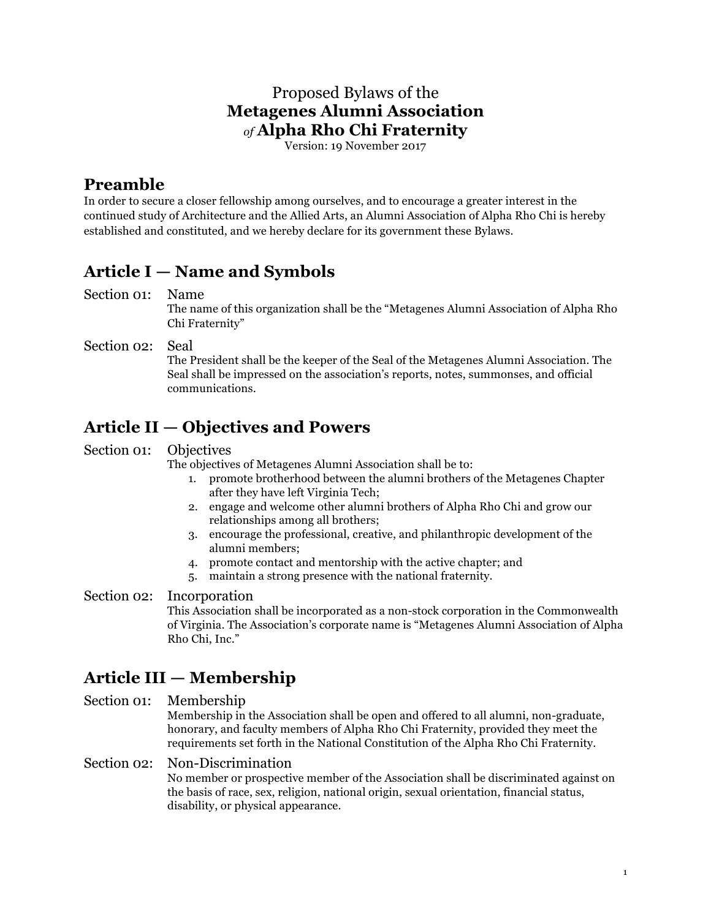Proposed Bylaws of the

# Metagenes Alumni Association
## *of* Alpha Rho Chi Fraternity

Version: 19 November 2017

## Preamble

In order to secure a closer fellowship among ourselves, and to encourage a greater interest in the continued study of Architecture and the Allied Arts, an Alumni Association of Alpha Rho Chi is hereby established and constituted, and we hereby declare for its government these Bylaws.

## Article I — Name and Symbols

### Section 01: Name

The name of this organization shall be the "Metagenes Alumni Association of Alpha Rho Chi Fraternity"

### Section 02: Seal

The President shall be the keeper of the Seal of the Metagenes Alumni Association. The Seal shall be impressed on the association's reports, notes, summonses, and official communications.

## Article II — Objectives and Powers

### Section 01: Objectives

The objectives of Metagenes Alumni Association shall be to:

1. promote brotherhood between the alumni brothers of the Metagenes Chapter after they have left Virginia Tech;
2. engage and welcome other alumni brothers of Alpha Rho Chi and grow our relationships among all brothers;
3. encourage the professional, creative, and philanthropic development of the alumni members;
4. promote contact and mentorship with the active chapter; and
5. maintain a strong presence with the national fraternity.

### Section 02: Incorporation

This Association shall be incorporated as a non-stock corporation in the Commonwealth of Virginia. The Association's corporate name is "Metagenes Alumni Association of Alpha Rho Chi, Inc."

## Article III — Membership

### Section 01: Membership

Membership in the Association shall be open and offered to all alumni, non-graduate, honorary, and faculty members of Alpha Rho Chi Fraternity, provided they meet the requirements set forth in the National Constitution of the Alpha Rho Chi Fraternity.

### Section 02: Non-Discrimination

No member or prospective member of the Association shall be discriminated against on the basis of race, sex, religion, national origin, sexual orientation, financial status, disability, or physical appearance.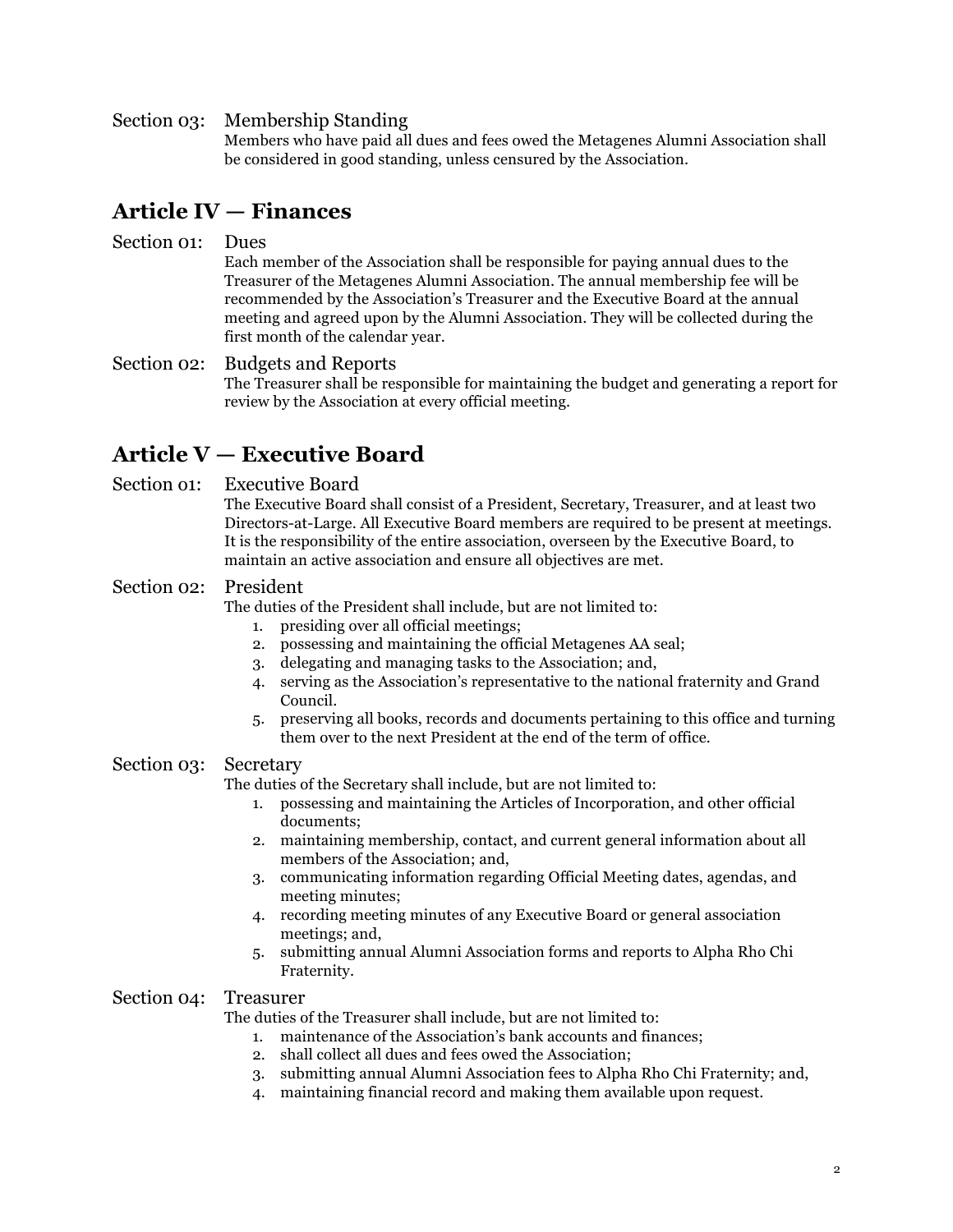Section 03: Membership Standing

Members who have paid all dues and fees owed the Metagenes Alumni Association shall be considered in good standing, unless censured by the Association.

## Article IV — Finances

Section 01: Dues

Each member of the Association shall be responsible for paying annual dues to the Treasurer of the Metagenes Alumni Association. The annual membership fee will be recommended by the Association's Treasurer and the Executive Board at the annual meeting and agreed upon by the Alumni Association. They will be collected during the first month of the calendar year.

Section 02: Budgets and Reports

The Treasurer shall be responsible for maintaining the budget and generating a report for review by the Association at every official meeting.

## Article V — Executive Board

Section 01: Executive Board

The Executive Board shall consist of a President, Secretary, Treasurer, and at least two Directors-at-Large. All Executive Board members are required to be present at meetings. It is the responsibility of the entire association, overseen by the Executive Board, to maintain an active association and ensure all objectives are met.

Section 02: President

The duties of the President shall include, but are not limited to:

1. presiding over all official meetings;
2. possessing and maintaining the official Metagenes AA seal;
3. delegating and managing tasks to the Association; and,
4. serving as the Association's representative to the national fraternity and Grand Council.
5. preserving all books, records and documents pertaining to this office and turning them over to the next President at the end of the term of office.

Section 03: Secretary

The duties of the Secretary shall include, but are not limited to:

1. possessing and maintaining the Articles of Incorporation, and other official documents;
2. maintaining membership, contact, and current general information about all members of the Association; and,
3. communicating information regarding Official Meeting dates, agendas, and meeting minutes;
4. recording meeting minutes of any Executive Board or general association meetings; and,
5. submitting annual Alumni Association forms and reports to Alpha Rho Chi Fraternity.

Section 04: Treasurer

The duties of the Treasurer shall include, but are not limited to:

1. maintenance of the Association's bank accounts and finances;
2. shall collect all dues and fees owed the Association;
3. submitting annual Alumni Association fees to Alpha Rho Chi Fraternity; and,
4. maintaining financial record and making them available upon request.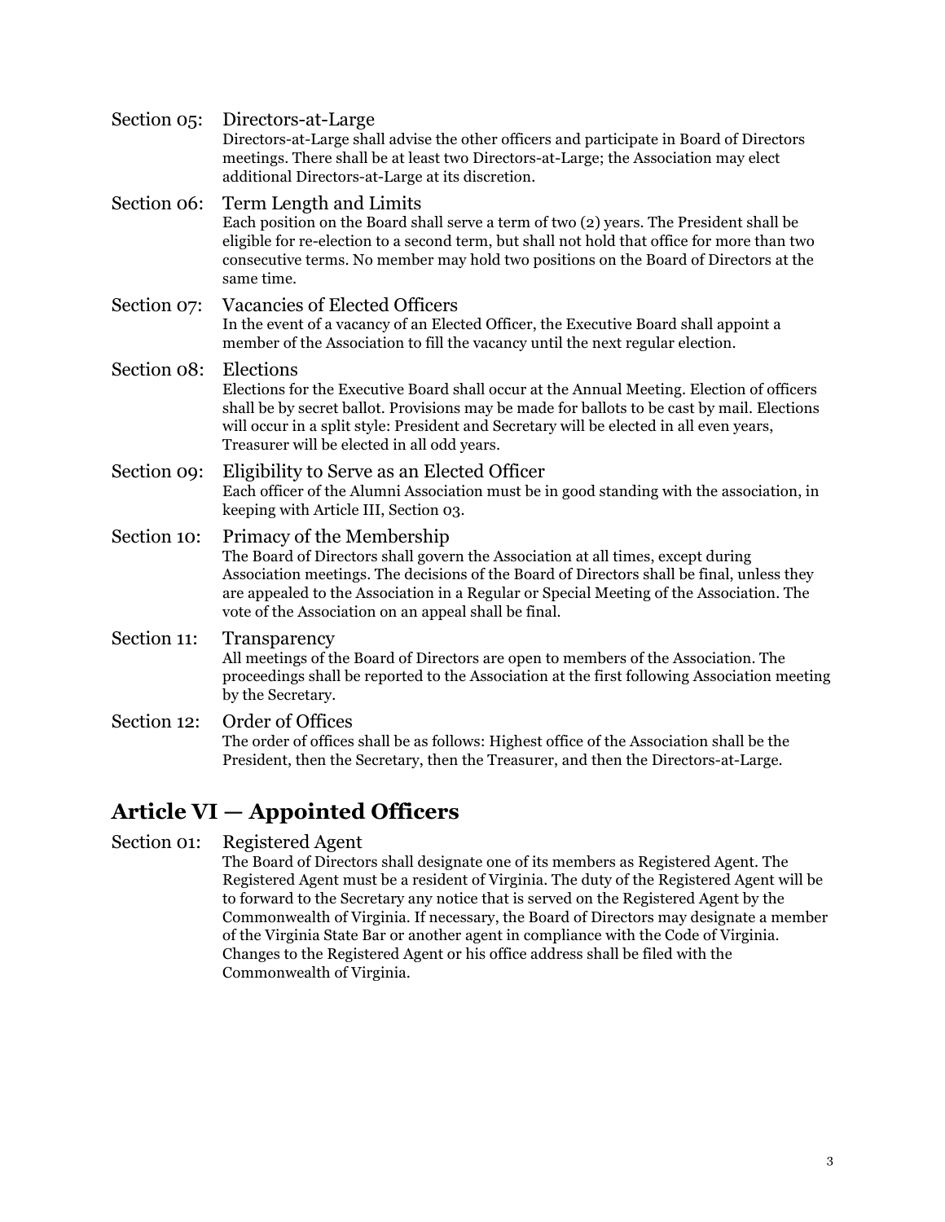Section 05: Directors-at-Large

Directors-at-Large shall advise the other officers and participate in Board of Directors meetings. There shall be at least two Directors-at-Large; the Association may elect additional Directors-at-Large at its discretion.

Section 06: Term Length and Limits

Each position on the Board shall serve a term of two (2) years. The President shall be eligible for re-election to a second term, but shall not hold that office for more than two consecutive terms. No member may hold two positions on the Board of Directors at the same time.

Section 07: Vacancies of Elected Officers

In the event of a vacancy of an Elected Officer, the Executive Board shall appoint a member of the Association to fill the vacancy until the next regular election.

Section 08: Elections

Elections for the Executive Board shall occur at the Annual Meeting. Election of officers shall be by secret ballot. Provisions may be made for ballots to be cast by mail. Elections will occur in a split style: President and Secretary will be elected in all even years, Treasurer will be elected in all odd years.

Section 09: Eligibility to Serve as an Elected Officer

Each officer of the Alumni Association must be in good standing with the association, in keeping with Article III, Section 03.

Section 10: Primacy of the Membership

The Board of Directors shall govern the Association at all times, except during Association meetings. The decisions of the Board of Directors shall be final, unless they are appealed to the Association in a Regular or Special Meeting of the Association. The vote of the Association on an appeal shall be final.

Section 11: Transparency

All meetings of the Board of Directors are open to members of the Association. The proceedings shall be reported to the Association at the first following Association meeting by the Secretary.

Section 12: Order of Offices

The order of offices shall be as follows: Highest office of the Association shall be the President, then the Secretary, then the Treasurer, and then the Directors-at-Large.

## Article VI — Appointed Officers

Section 01: Registered Agent

The Board of Directors shall designate one of its members as Registered Agent. The Registered Agent must be a resident of Virginia. The duty of the Registered Agent will be to forward to the Secretary any notice that is served on the Registered Agent by the Commonwealth of Virginia. If necessary, the Board of Directors may designate a member of the Virginia State Bar or another agent in compliance with the Code of Virginia. Changes to the Registered Agent or his office address shall be filed with the Commonwealth of Virginia.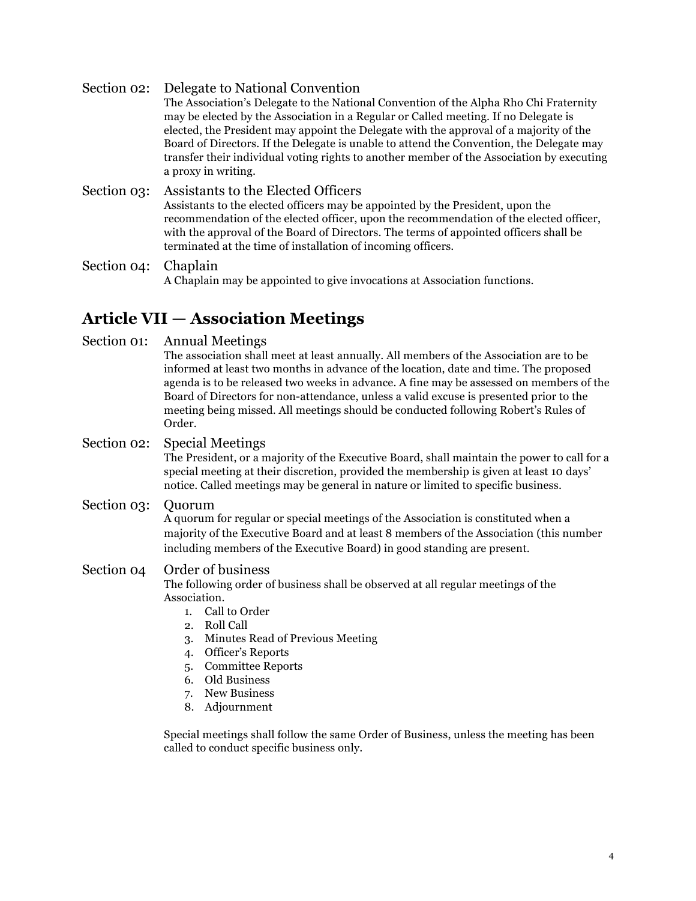Section 02: Delegate to National Convention

The Association's Delegate to the National Convention of the Alpha Rho Chi Fraternity may be elected by the Association in a Regular or Called meeting. If no Delegate is elected, the President may appoint the Delegate with the approval of a majority of the Board of Directors. If the Delegate is unable to attend the Convention, the Delegate may transfer their individual voting rights to another member of the Association by executing a proxy in writing.

Section 03: Assistants to the Elected Officers

Assistants to the elected officers may be appointed by the President, upon the recommendation of the elected officer, upon the recommendation of the elected officer, with the approval of the Board of Directors. The terms of appointed officers shall be terminated at the time of installation of incoming officers.

Section 04: Chaplain

A Chaplain may be appointed to give invocations at Association functions.

## Article VII — Association Meetings

Section 01: Annual Meetings

The association shall meet at least annually. All members of the Association are to be informed at least two months in advance of the location, date and time. The proposed agenda is to be released two weeks in advance. A fine may be assessed on members of the Board of Directors for non-attendance, unless a valid excuse is presented prior to the meeting being missed. All meetings should be conducted following Robert's Rules of Order.

Section 02: Special Meetings

The President, or a majority of the Executive Board, shall maintain the power to call for a special meeting at their discretion, provided the membership is given at least 10 days' notice. Called meetings may be general in nature or limited to specific business.

Section 03: Quorum

A quorum for regular or special meetings of the Association is constituted when a majority of the Executive Board and at least 8 members of the Association (this number including members of the Executive Board) in good standing are present.

Section 04 Order of business

The following order of business shall be observed at all regular meetings of the Association.

1. Call to Order
2. Roll Call
3. Minutes Read of Previous Meeting
4. Officer's Reports
5. Committee Reports
6. Old Business
7. New Business
8. Adjournment

Special meetings shall follow the same Order of Business, unless the meeting has been called to conduct specific business only.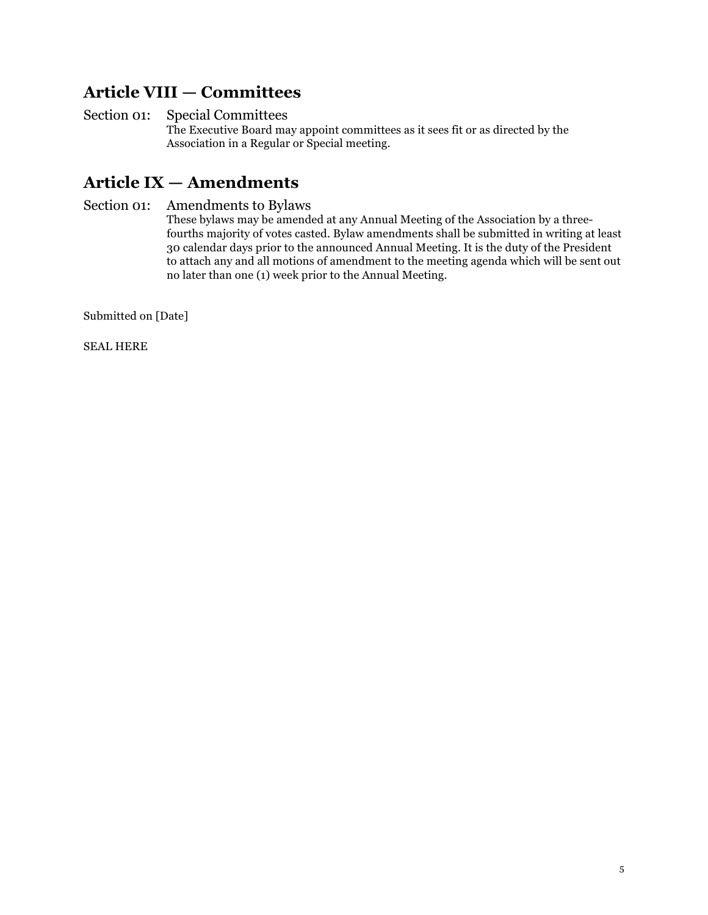## Article VIII — Committees

Section 01: Special Committees

The Executive Board may appoint committees as it sees fit or as directed by the Association in a Regular or Special meeting.

## Article IX — Amendments

Section 01: Amendments to Bylaws

These bylaws may be amended at any Annual Meeting of the Association by a three-fourths majority of votes casted. Bylaw amendments shall be submitted in writing at least 30 calendar days prior to the announced Annual Meeting. It is the duty of the President to attach any and all motions of amendment to the meeting agenda which will be sent out no later than one (1) week prior to the Annual Meeting.

Submitted on [Date]

SEAL HERE